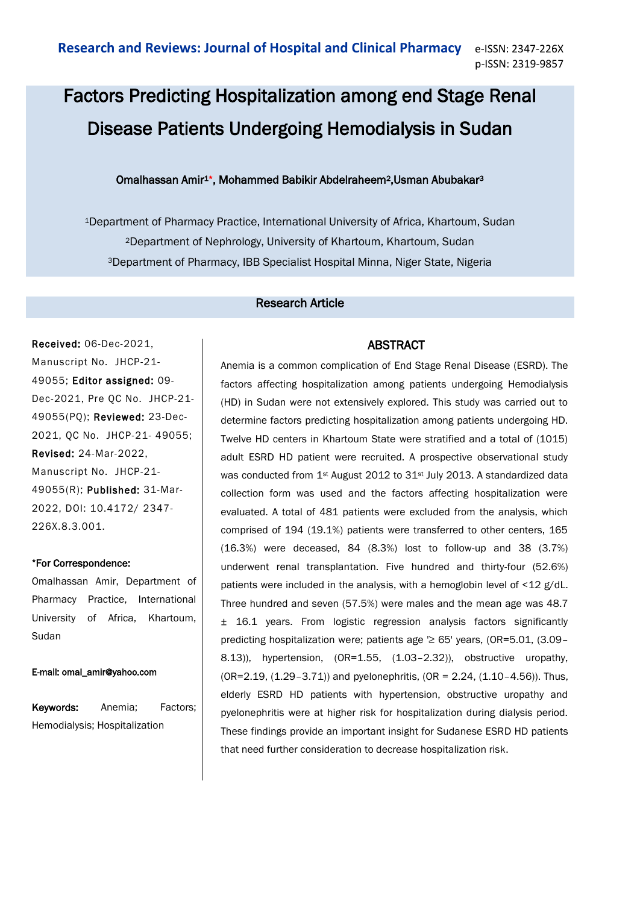# Factors Predicting Hospitalization among end Stage Renal Disease Patients Undergoing Hemodialysis in Sudan

**Omalhassan Amir[1]*, Mohammed Babikir Abdelraheem[2], Usman Abubakar[3]**

[1]Department of Pharmacy Practice, International University of Africa, Khartoum, Sudan

[2]Department of Nephrology, University of Khartoum, Khartoum, Sudan

[3]Department of Pharmacy, IBB Specialist Hospital Minna, Niger State, Nigeria

**Research Article**

**Received:** 06-Dec-2021, Manuscript No. JHCP-21-49055; **Editor assigned:** 09-Dec-2021, Pre QC No. JHCP-21-49055(PQ); **Reviewed:** 23-Dec-2021, QC No. JHCP-21- 49055; **Revised:** 24-Mar-2022, Manuscript No. JHCP-21-49055(R); **Published:** 31-Mar-2022, DOI: 10.4172/ 2347-226X.8.3.001.

**\*For Correspondence:**

Omalhassan Amir, Department of Pharmacy Practice, International University of Africa, Khartoum, Sudan

**E-mail: omal_amir@yahoo.com**

**Keywords:** Anemia; Factors; Hemodialysis; Hospitalization

## ABSTRACT

Anemia is a common complication of End Stage Renal Disease (ESRD). The factors affecting hospitalization among patients undergoing Hemodialysis (HD) in Sudan were not extensively explored. This study was carried out to determine factors predicting hospitalization among patients undergoing HD. Twelve HD centers in Khartoum State were stratified and a total of (1015) adult ESRD HD patient were recruited. A prospective observational study was conducted from 1st August 2012 to 31st July 2013. A standardized data collection form was used and the factors affecting hospitalization were evaluated. A total of 481 patients were excluded from the analysis, which comprised of 194 (19.1%) patients were transferred to other centers, 165 (16.3%) were deceased, 84 (8.3%) lost to follow-up and 38 (3.7%) underwent renal transplantation. Five hundred and thirty-four (52.6%) patients were included in the analysis, with a hemoglobin level of <12 g/dL. Three hundred and seven (57.5%) were males and the mean age was 48.7 ± 16.1 years. From logistic regression analysis factors significantly predicting hospitalization were; patients age '≥ 65' years, (OR=5.01, (3.09–8.13)), hypertension, (OR=1.55, (1.03–2.32)), obstructive uropathy, (OR=2.19, (1.29–3.71)) and pyelonephritis, (OR = 2.24, (1.10–4.56)). Thus, elderly ESRD HD patients with hypertension, obstructive uropathy and pyelonephritis were at higher risk for hospitalization during dialysis period. These findings provide an important insight for Sudanese ESRD HD patients that need further consideration to decrease hospitalization risk.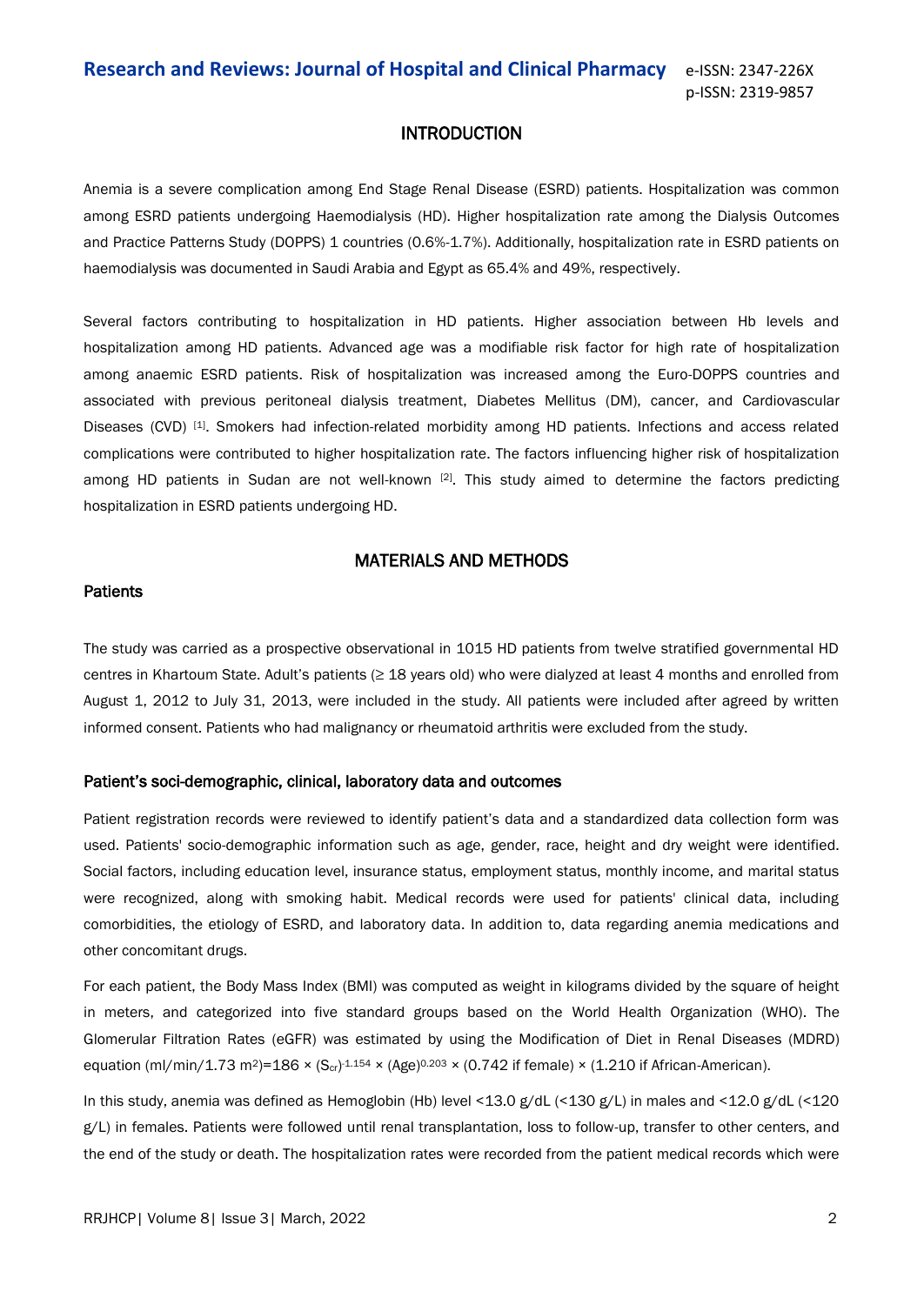## INTRODUCTION

Anemia is a severe complication among End Stage Renal Disease (ESRD) patients. Hospitalization was common among ESRD patients undergoing Haemodialysis (HD). Higher hospitalization rate among the Dialysis Outcomes and Practice Patterns Study (DOPPS) 1 countries (0.6%-1.7%). Additionally, hospitalization rate in ESRD patients on haemodialysis was documented in Saudi Arabia and Egypt as 65.4% and 49%, respectively.

Several factors contributing to hospitalization in HD patients. Higher association between Hb levels and hospitalization among HD patients. Advanced age was a modifiable risk factor for high rate of hospitalization among anaemic ESRD patients. Risk of hospitalization was increased among the Euro-DOPPS countries and associated with previous peritoneal dialysis treatment, Diabetes Mellitus (DM), cancer, and Cardiovascular Diseases (CVD) [1]. Smokers had infection-related morbidity among HD patients. Infections and access related complications were contributed to higher hospitalization rate. The factors influencing higher risk of hospitalization among HD patients in Sudan are not well-known [2]. This study aimed to determine the factors predicting hospitalization in ESRD patients undergoing HD.

## MATERIALS AND METHODS

### Patients

The study was carried as a prospective observational in 1015 HD patients from twelve stratified governmental HD centres in Khartoum State. Adult's patients (≥ 18 years old) who were dialyzed at least 4 months and enrolled from August 1, 2012 to July 31, 2013, were included in the study. All patients were included after agreed by written informed consent. Patients who had malignancy or rheumatoid arthritis were excluded from the study.

### Patient's soci-demographic, clinical, laboratory data and outcomes

Patient registration records were reviewed to identify patient's data and a standardized data collection form was used. Patients' socio-demographic information such as age, gender, race, height and dry weight were identified. Social factors, including education level, insurance status, employment status, monthly income, and marital status were recognized, along with smoking habit. Medical records were used for patients' clinical data, including comorbidities, the etiology of ESRD, and laboratory data. In addition to, data regarding anemia medications and other concomitant drugs.

For each patient, the Body Mass Index (BMI) was computed as weight in kilograms divided by the square of height in meters, and categorized into five standard groups based on the World Health Organization (WHO). The Glomerular Filtration Rates (eGFR) was estimated by using the Modification of Diet in Renal Diseases (MDRD) equation (ml/min/1.73 $m^2$)=186 × $(S_{cr})^{-1.154}$ × $(Age)^{0.203}$ × (0.742 if female) × (1.210 if African-American).

In this study, anemia was defined as Hemoglobin (Hb) level <13.0 g/dL (<130 g/L) in males and <12.0 g/dL (<120 g/L) in females. Patients were followed until renal transplantation, loss to follow-up, transfer to other centers, and the end of the study or death. The hospitalization rates were recorded from the patient medical records which were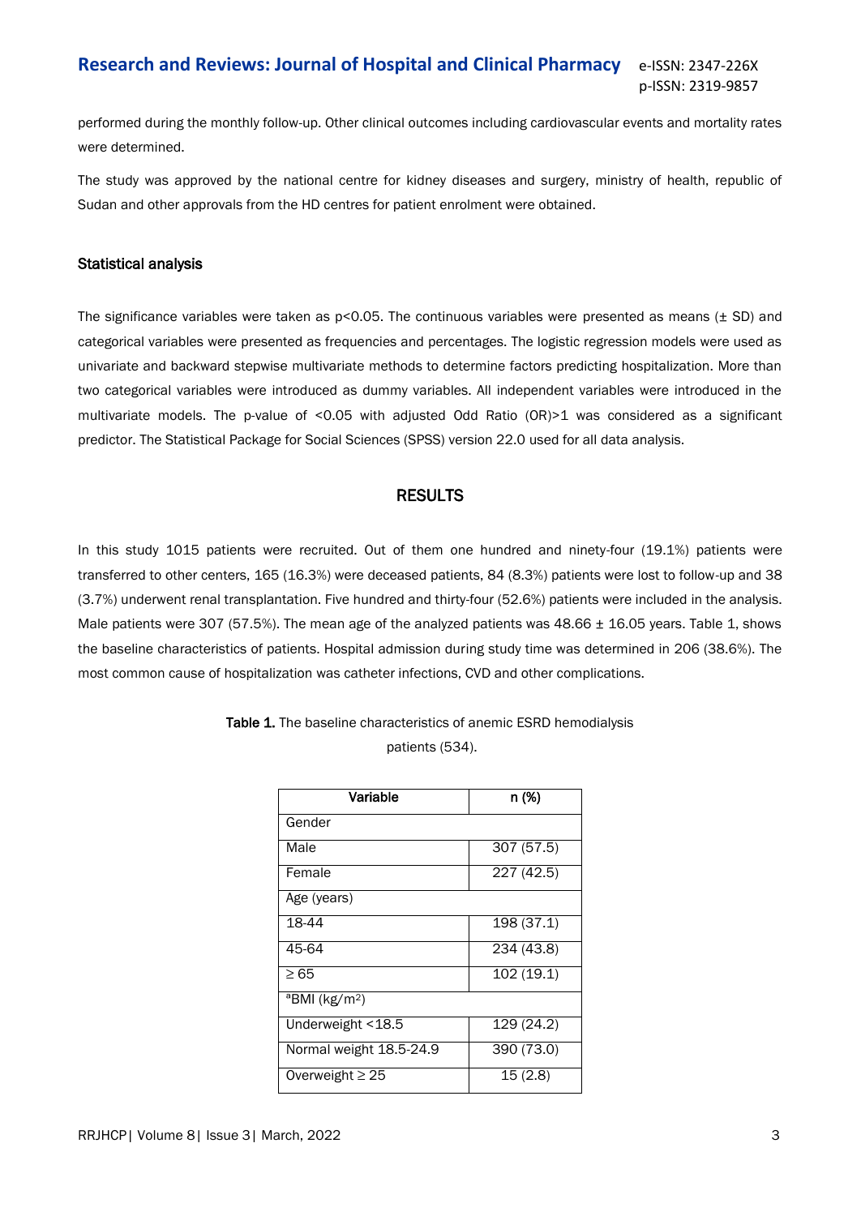performed during the monthly follow-up. Other clinical outcomes including cardiovascular events and mortality rates were determined.

The study was approved by the national centre for kidney diseases and surgery, ministry of health, republic of Sudan and other approvals from the HD centres for patient enrolment were obtained.

### Statistical analysis

The significance variables were taken as $p<0.05$. The continuous variables were presented as means (± SD) and categorical variables were presented as frequencies and percentages. The logistic regression models were used as univariate and backward stepwise multivariate methods to determine factors predicting hospitalization. More than two categorical variables were introduced as dummy variables. All independent variables were introduced in the multivariate models. The p-value of <0.05 with adjusted Odd Ratio (OR)>1 was considered as a significant predictor. The Statistical Package for Social Sciences (SPSS) version 22.0 used for all data analysis.

## RESULTS

In this study 1015 patients were recruited. Out of them one hundred and ninety-four (19.1%) patients were transferred to other centers, 165 (16.3%) were deceased patients, 84 (8.3%) patients were lost to follow-up and 38 (3.7%) underwent renal transplantation. Five hundred and thirty-four (52.6%) patients were included in the analysis. Male patients were 307 (57.5%). The mean age of the analyzed patients was 48.66 ± 16.05 years. Table 1, shows the baseline characteristics of patients. Hospital admission during study time was determined in 206 (38.6%). The most common cause of hospitalization was catheter infections, CVD and other complications.

**Table 1.** The baseline characteristics of anemic ESRD hemodialysis patients (534).

| Variable | n (%) |
|---|---|
| Gender | |
| Male | 307 (57.5) |
| Female | 227 (42.5) |
| Age (years) | |
| 18-44 | 198 (37.1) |
| 45-64 | 234 (43.8) |
| ≥ 65 | 102 (19.1) |
| [a]BMI (kg/m$^2$) | |
| Underweight <18.5 | 129 (24.2) |
| Normal weight 18.5-24.9 | 390 (73.0) |
| Overweight ≥ 25 | 15 (2.8) |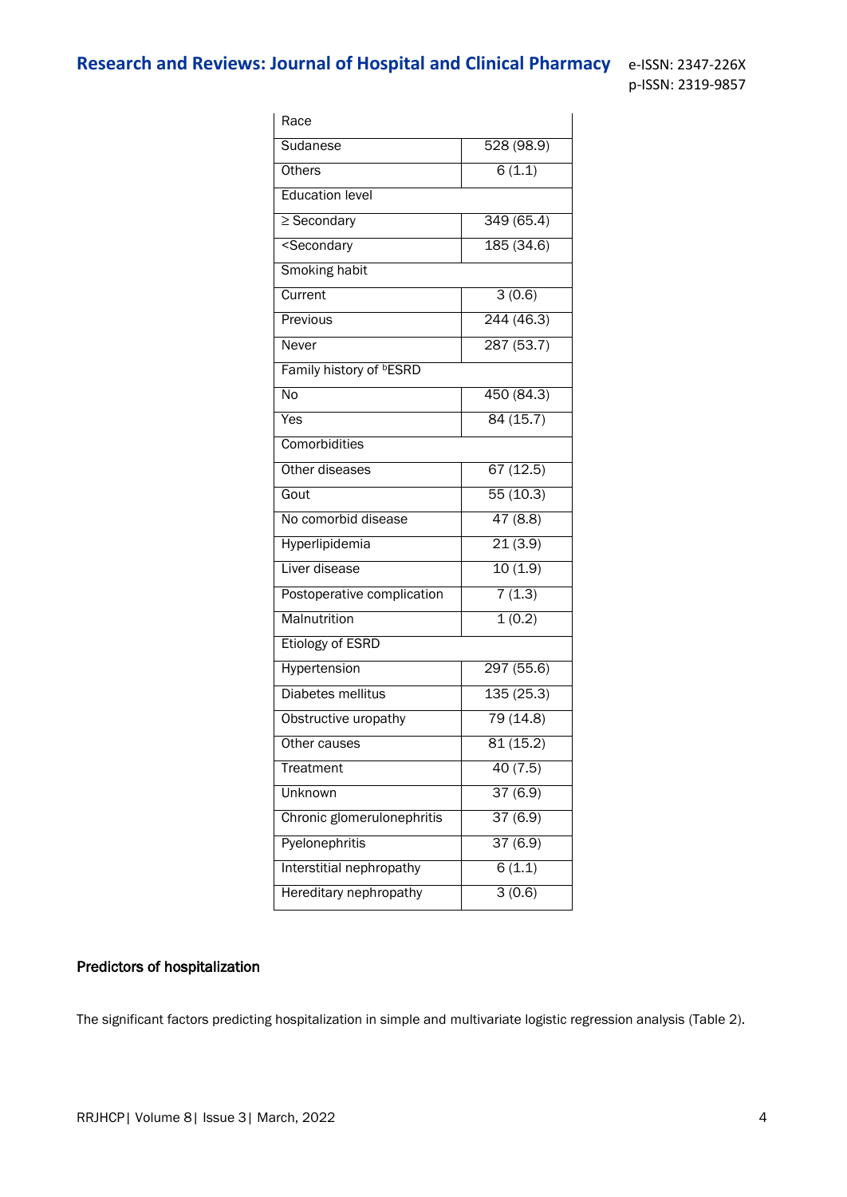| Race | |
|---|---|
| Sudanese | 528 (98.9) |
| Others | 6 (1.1) |
| Education level | |
| ≥ Secondary | 349 (65.4) |
| <Secondary | 185 (34.6) |
| Smoking habit | |
| Current | 3 (0.6) |
| Previous | 244 (46.3) |
| Never | 287 (53.7) |
| Family history of [b]ESRD | |
| No | 450 (84.3) |
| Yes | 84 (15.7) |
| Comorbidities | |
| Other diseases | 67 (12.5) |
| Gout | 55 (10.3) |
| No comorbid disease | 47 (8.8) |
| Hyperlipidemia | 21 (3.9) |
| Liver disease | 10 (1.9) |
| Postoperative complication | 7 (1.3) |
| Malnutrition | 1 (0.2) |
| Etiology of ESRD | |
| Hypertension | 297 (55.6) |
| Diabetes mellitus | 135 (25.3) |
| Obstructive uropathy | 79 (14.8) |
| Other causes | 81 (15.2) |
| Treatment | 40 (7.5) |
| Unknown | 37 (6.9) |
| Chronic glomerulonephritis | 37 (6.9) |
| Pyelonephritis | 37 (6.9) |
| Interstitial nephropathy | 6 (1.1) |
| Hereditary nephropathy | 3 (0.6) |

### Predictors of hospitalization

The significant factors predicting hospitalization in simple and multivariate logistic regression analysis (Table 2).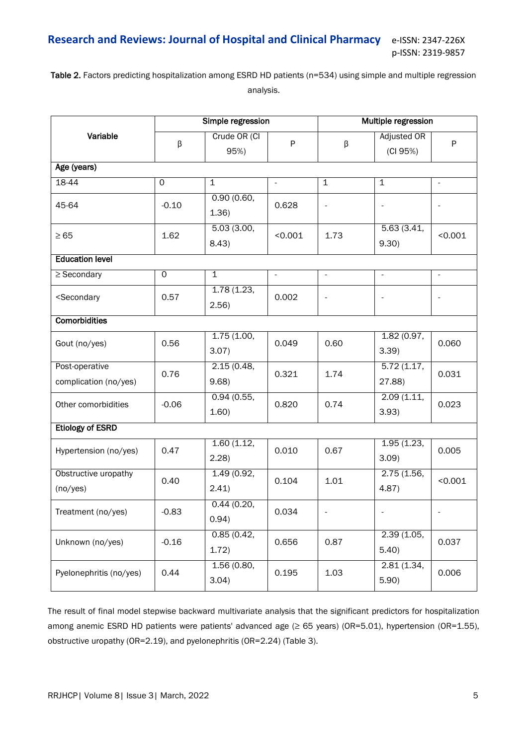**Table 2.** Factors predicting hospitalization among ESRD HD patients (n=534) using simple and multiple regression analysis.

| Variable | Simple regression | | | Multiple regression | | |
|---|---|---|---|---|---|---|
| | β | Crude OR (CI 95%) | P | β | Adjusted OR (CI 95%) | P |
| **Age (years)** | | | | | | |
| 18-44 | 0 | 1 | - | 1 | 1 | - |
| 45-64 | -0.10 | 0.90 (0.60, 1.36) | 0.628 | - | - | - |
| ≥ 65 | 1.62 | 5.03 (3.00, 8.43) | <0.001 | 1.73 | 5.63 (3.41, 9.30) | <0.001 |
| **Education level** | | | | | | |
| ≥ Secondary | 0 | 1 | - | - | - | - |
| <Secondary | 0.57 | 1.78 (1.23, 2.56) | 0.002 | - | - | - |
| **Comorbidities** | | | | | | |
| Gout (no/yes) | 0.56 | 1.75 (1.00, 3.07) | 0.049 | 0.60 | 1.82 (0.97, 3.39) | 0.060 |
| Post-operative complication (no/yes) | 0.76 | 2.15 (0.48, 9.68) | 0.321 | 1.74 | 5.72 (1.17, 27.88) | 0.031 |
| Other comorbidities | -0.06 | 0.94 (0.55, 1.60) | 0.820 | 0.74 | 2.09 (1.11, 3.93) | 0.023 |
| **Etiology of ESRD** | | | | | | |
| Hypertension (no/yes) | 0.47 | 1.60 (1.12, 2.28) | 0.010 | 0.67 | 1.95 (1.23, 3.09) | 0.005 |
| Obstructive uropathy (no/yes) | 0.40 | 1.49 (0.92, 2.41) | 0.104 | 1.01 | 2.75 (1.56, 4.87) | <0.001 |
| Treatment (no/yes) | -0.83 | 0.44 (0.20, 0.94) | 0.034 | - | - | - |
| Unknown (no/yes) | -0.16 | 0.85 (0.42, 1.72) | 0.656 | 0.87 | 2.39 (1.05, 5.40) | 0.037 |
| Pyelonephritis (no/yes) | 0.44 | 1.56 (0.80, 3.04) | 0.195 | 1.03 | 2.81 (1.34, 5.90) | 0.006 |

The result of final model stepwise backward multivariate analysis that the significant predictors for hospitalization among anemic ESRD HD patients were patients' advanced age (≥ 65 years) (OR=5.01), hypertension (OR=1.55), obstructive uropathy (OR=2.19), and pyelonephritis (OR=2.24) (Table 3).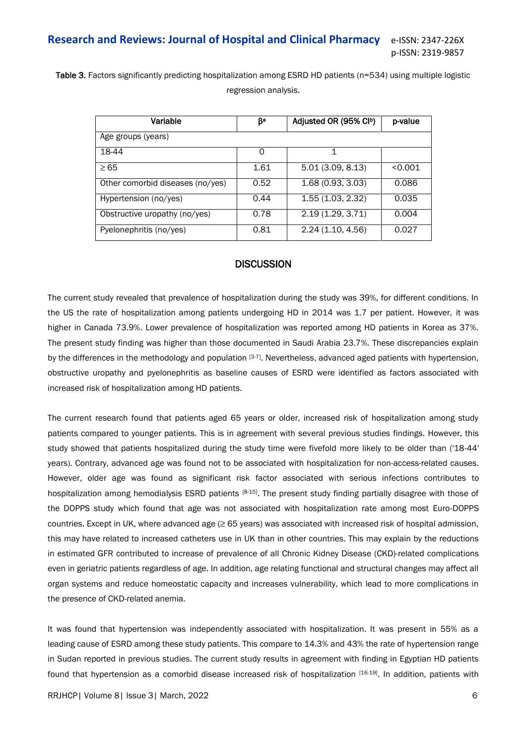**Table 3.** Factors significantly predicting hospitalization among ESRD HD patients (n=534) using multiple logistic regression analysis.

| Variable | β[a] | Adjusted OR (95% CI[b]) | p-value |
|---|---|---|---|
| Age groups (years) | | | |
| 18-44 | 0 | 1 | |
| ≥ 65 | 1.61 | 5.01 (3.09, 8.13) | <0.001 |
| Other comorbid diseases (no/yes) | 0.52 | 1.68 (0.93, 3.03) | 0.086 |
| Hypertension (no/yes) | 0.44 | 1.55 (1.03, 2.32) | 0.035 |
| Obstructive uropathy (no/yes) | 0.78 | 2.19 (1.29, 3.71) | 0.004 |
| Pyelonephritis (no/yes) | 0.81 | 2.24 (1.10, 4.56) | 0.027 |

## DISCUSSION

The current study revealed that prevalence of hospitalization during the study was 39%, for different conditions. In the US the rate of hospitalization among patients undergoing HD in 2014 was 1.7 per patient. However, it was higher in Canada 73.9%. Lower prevalence of hospitalization was reported among HD patients in Korea as 37%. The present study finding was higher than those documented in Saudi Arabia 23.7%. These discrepancies explain by the differences in the methodology and population [3-7]. Nevertheless, advanced aged patients with hypertension, obstructive uropathy and pyelonephritis as baseline causes of ESRD were identified as factors associated with increased risk of hospitalization among HD patients.

The current research found that patients aged 65 years or older, increased risk of hospitalization among study patients compared to younger patients. This is in agreement with several previous studies findings. However, this study showed that patients hospitalized during the study time were fivefold more likely to be older than ('18-44' years). Contrary, advanced age was found not to be associated with hospitalization for non-access-related causes. However, older age was found as significant risk factor associated with serious infections contributes to hospitalization among hemodialysis ESRD patients [8-15]. The present study finding partially disagree with those of the DOPPS study which found that age was not associated with hospitalization rate among most Euro-DOPPS countries. Except in UK, where advanced age (≥ 65 years) was associated with increased risk of hospital admission, this may have related to increased catheters use in UK than in other countries. This may explain by the reductions in estimated GFR contributed to increase of prevalence of all Chronic Kidney Disease (CKD)-related complications even in geriatric patients regardless of age. In addition, age relating functional and structural changes may affect all organ systems and reduce homeostatic capacity and increases vulnerability, which lead to more complications in the presence of CKD-related anemia.

It was found that hypertension was independently associated with hospitalization. It was present in 55% as a leading cause of ESRD among these study patients. This compare to 14.3% and 43% the rate of hypertension range in Sudan reported in previous studies. The current study results in agreement with finding in Egyptian HD patients found that hypertension as a comorbid disease increased risk of hospitalization [16-19]. In addition, patients with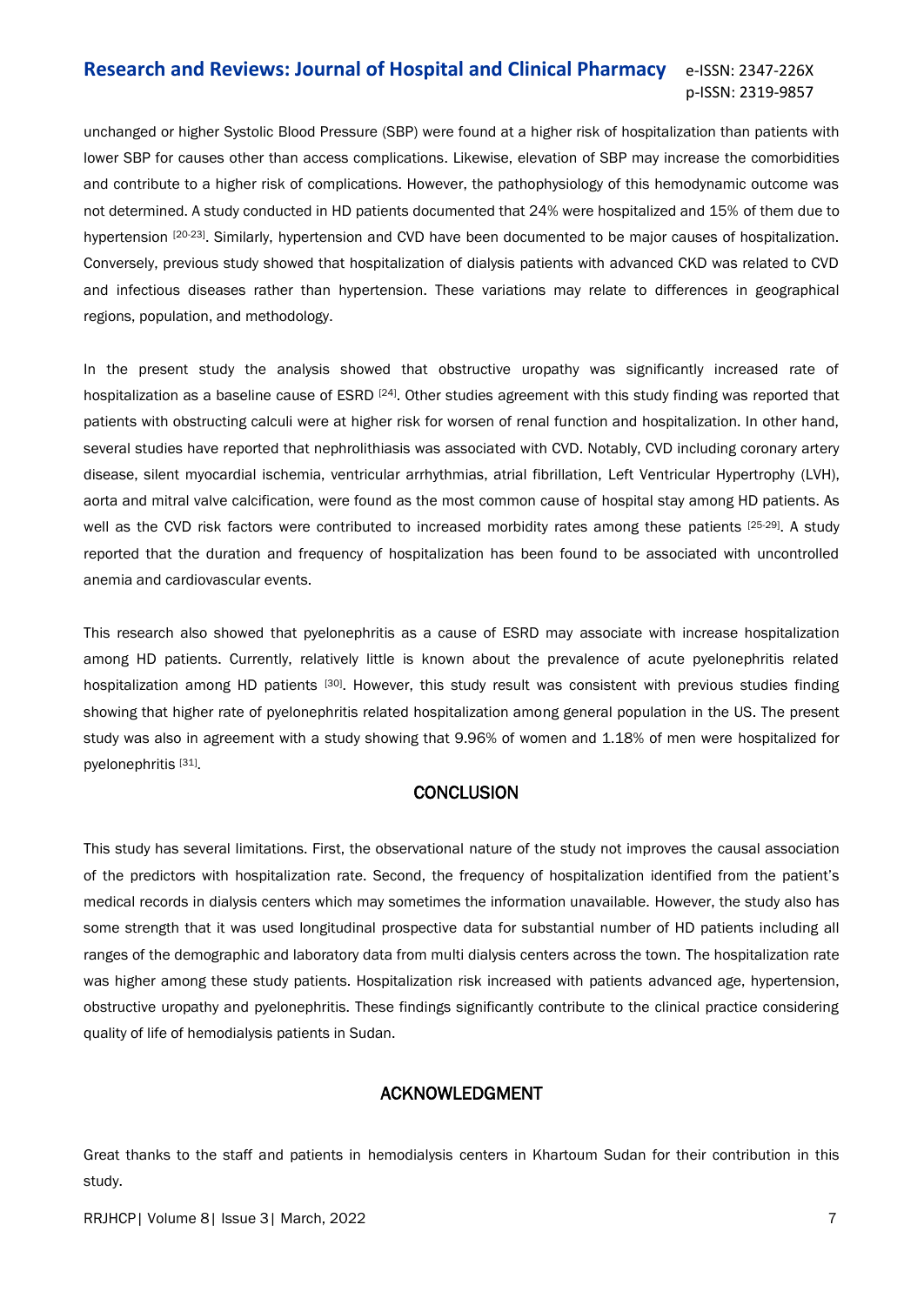unchanged or higher Systolic Blood Pressure (SBP) were found at a higher risk of hospitalization than patients with lower SBP for causes other than access complications. Likewise, elevation of SBP may increase the comorbidities and contribute to a higher risk of complications. However, the pathophysiology of this hemodynamic outcome was not determined. A study conducted in HD patients documented that 24% were hospitalized and 15% of them due to hypertension [20-23]. Similarly, hypertension and CVD have been documented to be major causes of hospitalization. Conversely, previous study showed that hospitalization of dialysis patients with advanced CKD was related to CVD and infectious diseases rather than hypertension. These variations may relate to differences in geographical regions, population, and methodology.

In the present study the analysis showed that obstructive uropathy was significantly increased rate of hospitalization as a baseline cause of ESRD [24]. Other studies agreement with this study finding was reported that patients with obstructing calculi were at higher risk for worsen of renal function and hospitalization. In other hand, several studies have reported that nephrolithiasis was associated with CVD. Notably, CVD including coronary artery disease, silent myocardial ischemia, ventricular arrhythmias, atrial fibrillation, Left Ventricular Hypertrophy (LVH), aorta and mitral valve calcification, were found as the most common cause of hospital stay among HD patients. As well as the CVD risk factors were contributed to increased morbidity rates among these patients [25-29]. A study reported that the duration and frequency of hospitalization has been found to be associated with uncontrolled anemia and cardiovascular events.

This research also showed that pyelonephritis as a cause of ESRD may associate with increase hospitalization among HD patients. Currently, relatively little is known about the prevalence of acute pyelonephritis related hospitalization among HD patients [30]. However, this study result was consistent with previous studies finding showing that higher rate of pyelonephritis related hospitalization among general population in the US. The present study was also in agreement with a study showing that 9.96% of women and 1.18% of men were hospitalized for pyelonephritis [31].

## CONCLUSION

This study has several limitations. First, the observational nature of the study not improves the causal association of the predictors with hospitalization rate. Second, the frequency of hospitalization identified from the patient's medical records in dialysis centers which may sometimes the information unavailable. However, the study also has some strength that it was used longitudinal prospective data for substantial number of HD patients including all ranges of the demographic and laboratory data from multi dialysis centers across the town. The hospitalization rate was higher among these study patients. Hospitalization risk increased with patients advanced age, hypertension, obstructive uropathy and pyelonephritis. These findings significantly contribute to the clinical practice considering quality of life of hemodialysis patients in Sudan.

## ACKNOWLEDGMENT

Great thanks to the staff and patients in hemodialysis centers in Khartoum Sudan for their contribution in this study.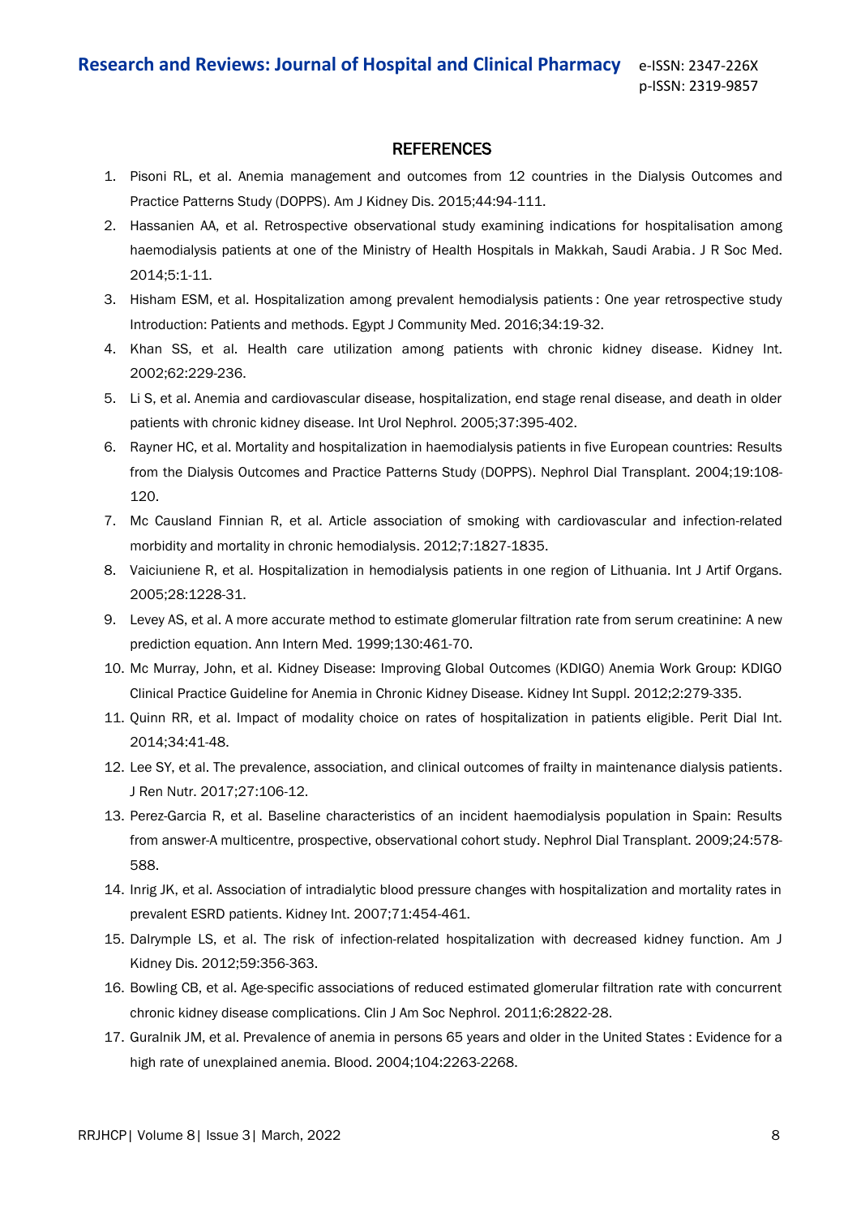## REFERENCES

1. Pisoni RL, et al. Anemia management and outcomes from 12 countries in the Dialysis Outcomes and Practice Patterns Study (DOPPS). Am J Kidney Dis. 2015;44:94-111.
2. Hassanien AA, et al. Retrospective observational study examining indications for hospitalisation among haemodialysis patients at one of the Ministry of Health Hospitals in Makkah, Saudi Arabia. J R Soc Med. 2014;5:1-11.
3. Hisham ESM, et al. Hospitalization among prevalent hemodialysis patients : One year retrospective study Introduction: Patients and methods. Egypt J Community Med. 2016;34:19-32.
4. Khan SS, et al. Health care utilization among patients with chronic kidney disease. Kidney Int. 2002;62:229-236.
5. Li S, et al. Anemia and cardiovascular disease, hospitalization, end stage renal disease, and death in older patients with chronic kidney disease. Int Urol Nephrol. 2005;37:395-402.
6. Rayner HC, et al. Mortality and hospitalization in haemodialysis patients in five European countries: Results from the Dialysis Outcomes and Practice Patterns Study (DOPPS). Nephrol Dial Transplant. 2004;19:108-120.
7. Mc Causland Finnian R, et al. Article association of smoking with cardiovascular and infection-related morbidity and mortality in chronic hemodialysis. 2012;7:1827-1835.
8. Vaiciuniene R, et al. Hospitalization in hemodialysis patients in one region of Lithuania. Int J Artif Organs. 2005;28:1228-31.
9. Levey AS, et al. A more accurate method to estimate glomerular filtration rate from serum creatinine: A new prediction equation. Ann Intern Med. 1999;130:461-70.
10. Mc Murray, John, et al. Kidney Disease: Improving Global Outcomes (KDIGO) Anemia Work Group: KDIGO Clinical Practice Guideline for Anemia in Chronic Kidney Disease. Kidney Int Suppl. 2012;2:279-335.
11. Quinn RR, et al. Impact of modality choice on rates of hospitalization in patients eligible. Perit Dial Int. 2014;34:41-48.
12. Lee SY, et al. The prevalence, association, and clinical outcomes of frailty in maintenance dialysis patients. J Ren Nutr. 2017;27:106-12.
13. Perez-Garcia R, et al. Baseline characteristics of an incident haemodialysis population in Spain: Results from answer-A multicentre, prospective, observational cohort study. Nephrol Dial Transplant. 2009;24:578-588.
14. Inrig JK, et al. Association of intradialytic blood pressure changes with hospitalization and mortality rates in prevalent ESRD patients. Kidney Int. 2007;71:454-461.
15. Dalrymple LS, et al. The risk of infection-related hospitalization with decreased kidney function. Am J Kidney Dis. 2012;59:356-363.
16. Bowling CB, et al. Age-specific associations of reduced estimated glomerular filtration rate with concurrent chronic kidney disease complications. Clin J Am Soc Nephrol. 2011;6:2822-28.
17. Guralnik JM, et al. Prevalence of anemia in persons 65 years and older in the United States : Evidence for a high rate of unexplained anemia. Blood. 2004;104:2263-2268.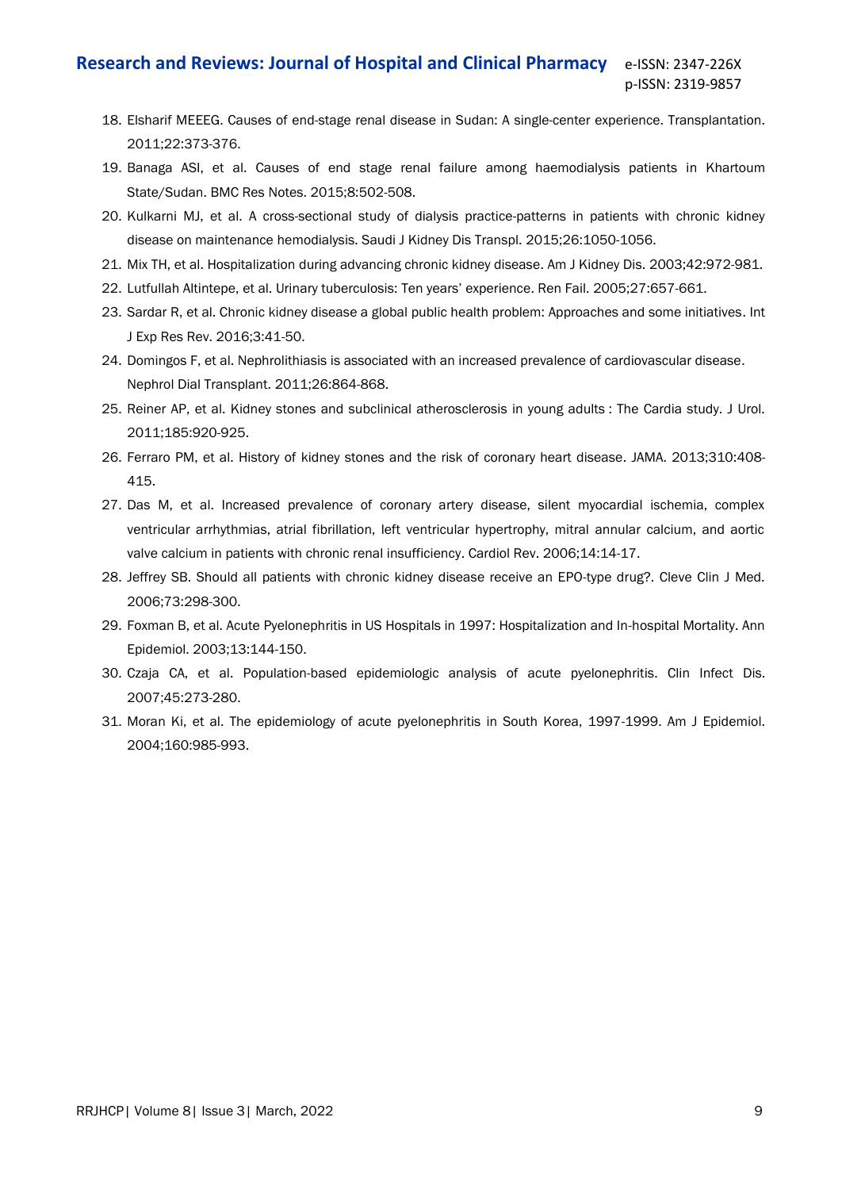18. Elsharif MEEEG. Causes of end-stage renal disease in Sudan: A single-center experience. Transplantation. 2011;22:373-376.
19. Banaga ASI, et al. Causes of end stage renal failure among haemodialysis patients in Khartoum State/Sudan. BMC Res Notes. 2015;8:502-508.
20. Kulkarni MJ, et al. A cross-sectional study of dialysis practice-patterns in patients with chronic kidney disease on maintenance hemodialysis. Saudi J Kidney Dis Transpl. 2015;26:1050-1056.
21. Mix TH, et al. Hospitalization during advancing chronic kidney disease. Am J Kidney Dis. 2003;42:972-981.
22. Lutfullah Altintepe, et al. Urinary tuberculosis: Ten years' experience. Ren Fail. 2005;27:657-661.
23. Sardar R, et al. Chronic kidney disease a global public health problem: Approaches and some initiatives. Int J Exp Res Rev. 2016;3:41-50.
24. Domingos F, et al. Nephrolithiasis is associated with an increased prevalence of cardiovascular disease. Nephrol Dial Transplant. 2011;26:864-868.
25. Reiner AP, et al. Kidney stones and subclinical atherosclerosis in young adults : The Cardia study. J Urol. 2011;185:920-925.
26. Ferraro PM, et al. History of kidney stones and the risk of coronary heart disease. JAMA. 2013;310:408-415.
27. Das M, et al. Increased prevalence of coronary artery disease, silent myocardial ischemia, complex ventricular arrhythmias, atrial fibrillation, left ventricular hypertrophy, mitral annular calcium, and aortic valve calcium in patients with chronic renal insufficiency. Cardiol Rev. 2006;14:14-17.
28. Jeffrey SB. Should all patients with chronic kidney disease receive an EPO-type drug?. Cleve Clin J Med. 2006;73:298-300.
29. Foxman B, et al. Acute Pyelonephritis in US Hospitals in 1997: Hospitalization and In-hospital Mortality. Ann Epidemiol. 2003;13:144-150.
30. Czaja CA, et al. Population-based epidemiologic analysis of acute pyelonephritis. Clin Infect Dis. 2007;45:273-280.
31. Moran Ki, et al. The epidemiology of acute pyelonephritis in South Korea, 1997-1999. Am J Epidemiol. 2004;160:985-993.